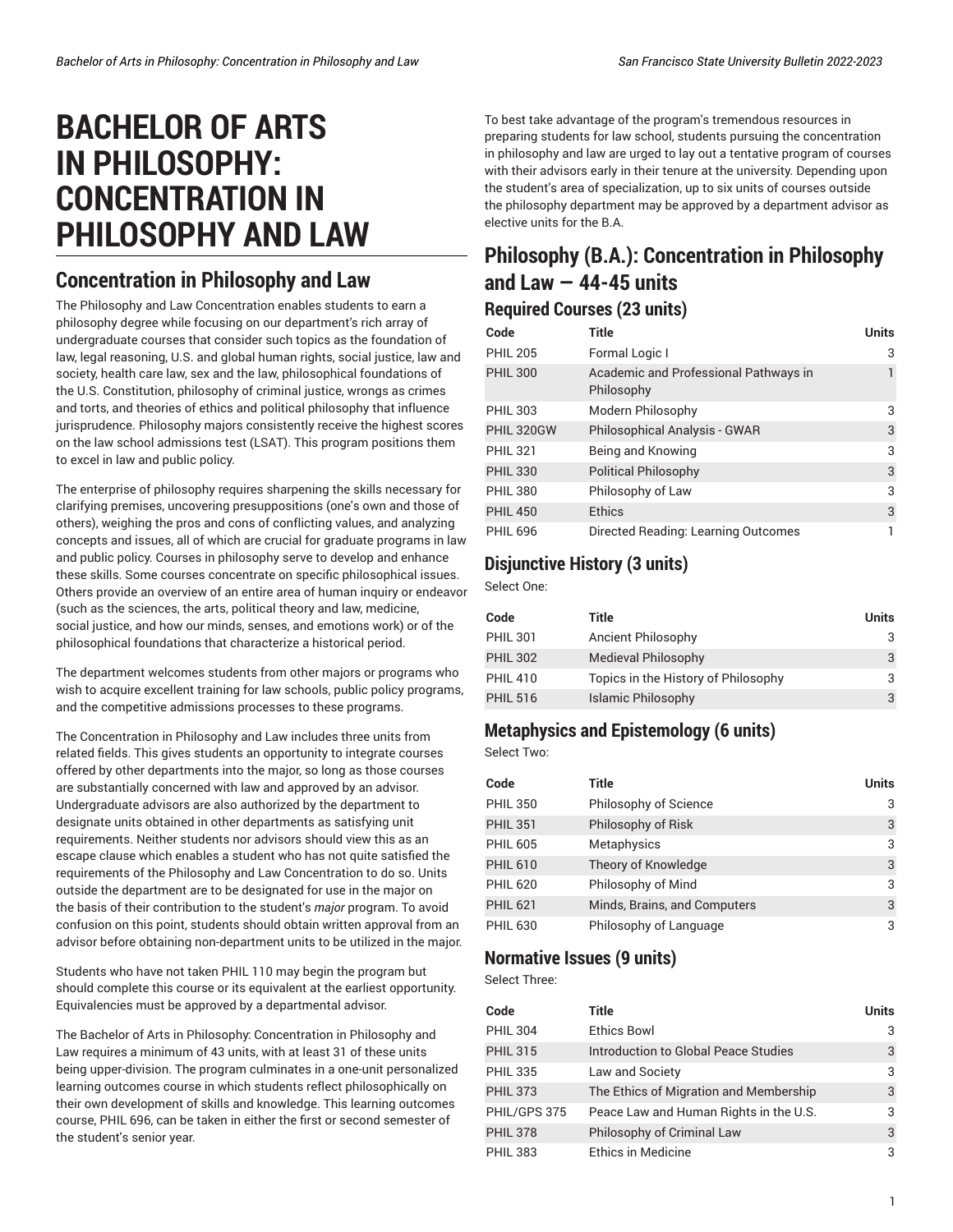# BACHELOR OF ARTS IN PHILOSOPHY: CONCENTRATION IN PHILOSOPHY AND LAW

## Concentration in Philosophy and Law

The Philosophy and Law Concentration enables students to earn a philosophy degree while focusing on our department's rich array of undergraduate courses that consider such topics as the foundation of law, legal reasoning, U.S. and global human rights, social justice, law and society, health care law, sex and the law, philosophical foundations of the U.S. Constitution, philosophy of criminal justice, wrongs as crimes and torts, and theories of ethics and political philosophy that influence jurisprudence. Philosophy majors consistently receive the highest scores on the law school admissions test (LSAT). This program positions them to excel in law and public policy.

The enterprise of philosophy requires sharpening the skills necessary for clarifying premises, uncovering presuppositions (one's own and those of others), weighing the pros and cons of conflicting values, and analyzing concepts and issues, all of which are crucial for graduate programs in law and public policy. Courses in philosophy serve to develop and enhance these skills. Some courses concentrate on specific philosophical issues. Others provide an overview of an entire area of human inquiry or endeavor (such as the sciences, the arts, political theory and law, medicine, social justice, and how our minds, senses, and emotions work) or of the philosophical foundations that characterize a historical period.

The department welcomes students from other majors or programs who wish to acquire excellent training for law schools, public policy programs, and the competitive admissions processes to these programs.

The Concentration in Philosophy and Law includes three units from related fields. This gives students an opportunity to integrate courses offered by other departments into the major, so long as those courses are substantially concerned with law and approved by an advisor. Undergraduate advisors are also authorized by the department to designate units obtained in other departments as satisfying unit requirements. Neither students nor advisors should view this as an escape clause which enables a student who has not quite satisfied the requirements of the Philosophy and Law Concentration to do so. Units outside the department are to be designated for use in the major on the basis of their contribution to the student's *major* program. To avoid confusion on this point, students should obtain written approval from an advisor before obtaining non-department units to be utilized in the major.

Students who have not taken PHIL 110 may begin the program but should complete this course or its equivalent at the earliest opportunity. Equivalencies must be approved by a departmental advisor.

The Bachelor of Arts in Philosophy: Concentration in Philosophy and Law requires a minimum of 43 units, with at least 31 of these units being upper-division. The program culminates in a one-unit personalized learning outcomes course in which students reflect philosophically on their own development of skills and knowledge. This learning outcomes course, PHIL 696, can be taken in either the first or second semester of the student's senior year.

To best take advantage of the program's tremendous resources in preparing students for law school, students pursuing the concentration in philosophy and law are urged to lay out a tentative program of courses with their advisors early in their tenure at the university. Depending upon the student's area of specialization, up to six units of courses outside the philosophy department may be approved by a department advisor as elective units for the B.A.

## Philosophy (B.A.): Concentration in Philosophy and Law — 44-45 units

### Required Courses (23 units)

| Code | Title | Units |
|---|---|---|
| PHIL 205 | Formal Logic I | 3 |
| PHIL 300 | Academic and Professional Pathways in Philosophy | 1 |
| PHIL 303 | Modern Philosophy | 3 |
| PHIL 320GW | Philosophical Analysis - GWAR | 3 |
| PHIL 321 | Being and Knowing | 3 |
| PHIL 330 | Political Philosophy | 3 |
| PHIL 380 | Philosophy of Law | 3 |
| PHIL 450 | Ethics | 3 |
| PHIL 696 | Directed Reading: Learning Outcomes | 1 |

### Disjunctive History (3 units)

Select One:

| Code | Title | Units |
|---|---|---|
| PHIL 301 | Ancient Philosophy | 3 |
| PHIL 302 | Medieval Philosophy | 3 |
| PHIL 410 | Topics in the History of Philosophy | 3 |
| PHIL 516 | Islamic Philosophy | 3 |

### Metaphysics and Epistemology (6 units)

Select Two:

| Code | Title | Units |
|---|---|---|
| PHIL 350 | Philosophy of Science | 3 |
| PHIL 351 | Philosophy of Risk | 3 |
| PHIL 605 | Metaphysics | 3 |
| PHIL 610 | Theory of Knowledge | 3 |
| PHIL 620 | Philosophy of Mind | 3 |
| PHIL 621 | Minds, Brains, and Computers | 3 |
| PHIL 630 | Philosophy of Language | 3 |

### Normative Issues (9 units)

Select Three:

| Code | Title | Units |
|---|---|---|
| PHIL 304 | Ethics Bowl | 3 |
| PHIL 315 | Introduction to Global Peace Studies | 3 |
| PHIL 335 | Law and Society | 3 |
| PHIL 373 | The Ethics of Migration and Membership | 3 |
| PHIL/GPS 375 | Peace Law and Human Rights in the U.S. | 3 |
| PHIL 378 | Philosophy of Criminal Law | 3 |
| PHIL 383 | Ethics in Medicine | 3 |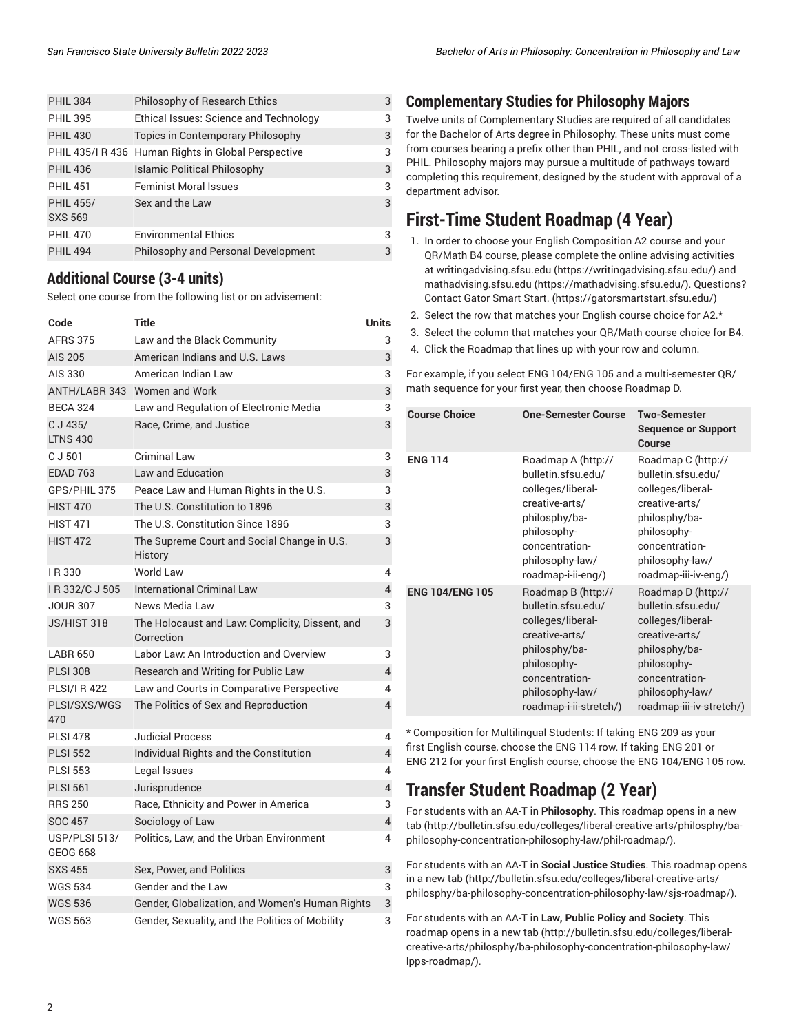| | | |
|---|---|---|
| PHIL 384 | Philosophy of Research Ethics | 3 |
| PHIL 395 | Ethical Issues: Science and Technology | 3 |
| PHIL 430 | Topics in Contemporary Philosophy | 3 |
| PHIL 435/I R 436 | Human Rights in Global Perspective | 3 |
| PHIL 436 | Islamic Political Philosophy | 3 |
| PHIL 451 | Feminist Moral Issues | 3 |
| PHIL 455/ SXS 569 | Sex and the Law | 3 |
| PHIL 470 | Environmental Ethics | 3 |
| PHIL 494 | Philosophy and Personal Development | 3 |

## Additional Course (3-4 units)

Select one course from the following list or on advisement:

| Code | Title | Units |
|---|---|---|
| AFRS 375 | Law and the Black Community | 3 |
| AIS 205 | American Indians and U.S. Laws | 3 |
| AIS 330 | American Indian Law | 3 |
| ANTH/LABR 343 | Women and Work | 3 |
| BECA 324 | Law and Regulation of Electronic Media | 3 |
| C J 435/ LTNS 430 | Race, Crime, and Justice | 3 |
| C J 501 | Criminal Law | 3 |
| EDAD 763 | Law and Education | 3 |
| GPS/PHIL 375 | Peace Law and Human Rights in the U.S. | 3 |
| HIST 470 | The U.S. Constitution to 1896 | 3 |
| HIST 471 | The U.S. Constitution Since 1896 | 3 |
| HIST 472 | The Supreme Court and Social Change in U.S. History | 3 |
| I R 330 | World Law | 4 |
| I R 332/C J 505 | International Criminal Law | 4 |
| JOUR 307 | News Media Law | 3 |
| JS/HIST 318 | The Holocaust and Law: Complicity, Dissent, and Correction | 3 |
| LABR 650 | Labor Law: An Introduction and Overview | 3 |
| PLSI 308 | Research and Writing for Public Law | 4 |
| PLSI/I R 422 | Law and Courts in Comparative Perspective | 4 |
| PLSI/SXS/WGS 470 | The Politics of Sex and Reproduction | 4 |
| PLSI 478 | Judicial Process | 4 |
| PLSI 552 | Individual Rights and the Constitution | 4 |
| PLSI 553 | Legal Issues | 4 |
| PLSI 561 | Jurisprudence | 4 |
| RRS 250 | Race, Ethnicity and Power in America | 3 |
| SOC 457 | Sociology of Law | 4 |
| USP/PLSI 513/ GEOG 668 | Politics, Law, and the Urban Environment | 4 |
| SXS 455 | Sex, Power, and Politics | 3 |
| WGS 534 | Gender and the Law | 3 |
| WGS 536 | Gender, Globalization, and Women's Human Rights | 3 |
| WGS 563 | Gender, Sexuality, and the Politics of Mobility | 3 |

## Complementary Studies for Philosophy Majors

Twelve units of Complementary Studies are required of all candidates for the Bachelor of Arts degree in Philosophy. These units must come from courses bearing a prefix other than PHIL, and not cross-listed with PHIL. Philosophy majors may pursue a multitude of pathways toward completing this requirement, designed by the student with approval of a department advisor.

# First-Time Student Roadmap (4 Year)

1. In order to choose your English Composition A2 course and your QR/Math B4 course, please complete the online advising activities at writingadvising.sfsu.edu (https://writingadvising.sfsu.edu/) and mathadvising.sfsu.edu (https://mathadvising.sfsu.edu/). Questions? Contact Gator Smart Start. (https://gatorsmartstart.sfsu.edu/)
2. Select the row that matches your English course choice for A2.*
3. Select the column that matches your QR/Math course choice for B4.
4. Click the Roadmap that lines up with your row and column.

For example, if you select ENG 104/ENG 105 and a multi-semester QR/math sequence for your first year, then choose Roadmap D.

| Course Choice | One-Semester Course | Two-Semester Sequence or Support Course |
|---|---|---|
| **ENG 114** | Roadmap A (http://bulletin.sfsu.edu/colleges/liberal-creative-arts/philosphy/ba-philosophy-concentration-philosophy-law/roadmap-i-ii-eng/) | Roadmap C (http://bulletin.sfsu.edu/colleges/liberal-creative-arts/philosphy/ba-philosophy-concentration-philosophy-law/roadmap-iii-iv-eng/) |
| **ENG 104/ENG 105** | Roadmap B (http://bulletin.sfsu.edu/colleges/liberal-creative-arts/philosphy/ba-philosophy-concentration-philosophy-law/roadmap-i-ii-stretch/) | Roadmap D (http://bulletin.sfsu.edu/colleges/liberal-creative-arts/philosphy/ba-philosophy-concentration-philosophy-law/roadmap-iii-iv-stretch/) |

* Composition for Multilingual Students: If taking ENG 209 as your first English course, choose the ENG 114 row. If taking ENG 201 or ENG 212 for your first English course, choose the ENG 104/ENG 105 row.

# Transfer Student Roadmap (2 Year)

For students with an AA-T in **Philosophy**. This roadmap opens in a new tab (http://bulletin.sfsu.edu/colleges/liberal-creative-arts/philosphy/ba-philosophy-concentration-philosophy-law/phil-roadmap/).

For students with an AA-T in **Social Justice Studies**. This roadmap opens in a new tab (http://bulletin.sfsu.edu/colleges/liberal-creative-arts/philosphy/ba-philosophy-concentration-philosophy-law/sjs-roadmap/).

For students with an AA-T in **Law, Public Policy and Society**. This roadmap opens in a new tab (http://bulletin.sfsu.edu/colleges/liberal-creative-arts/philosphy/ba-philosophy-concentration-philosophy-law/lpps-roadmap/).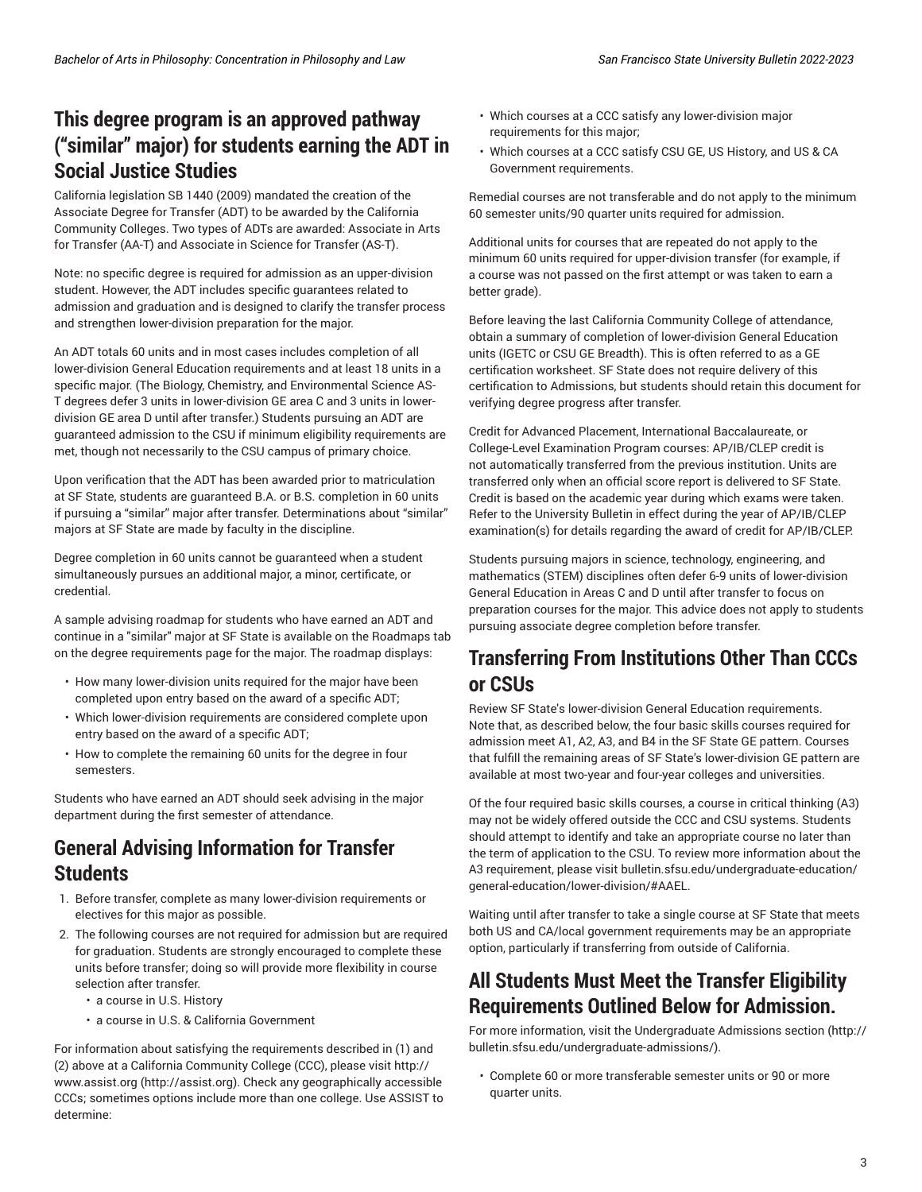## This degree program is an approved pathway ("similar" major) for students earning the ADT in Social Justice Studies

California legislation SB 1440 (2009) mandated the creation of the Associate Degree for Transfer (ADT) to be awarded by the California Community Colleges. Two types of ADTs are awarded: Associate in Arts for Transfer (AA-T) and Associate in Science for Transfer (AS-T).

Note: no specific degree is required for admission as an upper-division student. However, the ADT includes specific guarantees related to admission and graduation and is designed to clarify the transfer process and strengthen lower-division preparation for the major.

An ADT totals 60 units and in most cases includes completion of all lower-division General Education requirements and at least 18 units in a specific major. (The Biology, Chemistry, and Environmental Science AS-T degrees defer 3 units in lower-division GE area C and 3 units in lower-division GE area D until after transfer.) Students pursuing an ADT are guaranteed admission to the CSU if minimum eligibility requirements are met, though not necessarily to the CSU campus of primary choice.

Upon verification that the ADT has been awarded prior to matriculation at SF State, students are guaranteed B.A. or B.S. completion in 60 units if pursuing a "similar" major after transfer. Determinations about "similar" majors at SF State are made by faculty in the discipline.

Degree completion in 60 units cannot be guaranteed when a student simultaneously pursues an additional major, a minor, certificate, or credential.

A sample advising roadmap for students who have earned an ADT and continue in a "similar" major at SF State is available on the Roadmaps tab on the degree requirements page for the major. The roadmap displays:

- How many lower-division units required for the major have been completed upon entry based on the award of a specific ADT;
- Which lower-division requirements are considered complete upon entry based on the award of a specific ADT;
- How to complete the remaining 60 units for the degree in four semesters.

Students who have earned an ADT should seek advising in the major department during the first semester of attendance.

## General Advising Information for Transfer Students

1. Before transfer, complete as many lower-division requirements or electives for this major as possible.
2. The following courses are not required for admission but are required for graduation. Students are strongly encouraged to complete these units before transfer; doing so will provide more flexibility in course selection after transfer.
   - a course in U.S. History
   - a course in U.S. & California Government

For information about satisfying the requirements described in (1) and (2) above at a California Community College (CCC), please visit http://www.assist.org (http://assist.org). Check any geographically accessible CCCs; sometimes options include more than one college. Use ASSIST to determine:

- Which courses at a CCC satisfy any lower-division major requirements for this major;
- Which courses at a CCC satisfy CSU GE, US History, and US & CA Government requirements.

Remedial courses are not transferable and do not apply to the minimum 60 semester units/90 quarter units required for admission.

Additional units for courses that are repeated do not apply to the minimum 60 units required for upper-division transfer (for example, if a course was not passed on the first attempt or was taken to earn a better grade).

Before leaving the last California Community College of attendance, obtain a summary of completion of lower-division General Education units (IGETC or CSU GE Breadth). This is often referred to as a GE certification worksheet. SF State does not require delivery of this certification to Admissions, but students should retain this document for verifying degree progress after transfer.

Credit for Advanced Placement, International Baccalaureate, or College-Level Examination Program courses: AP/IB/CLEP credit is not automatically transferred from the previous institution. Units are transferred only when an official score report is delivered to SF State. Credit is based on the academic year during which exams were taken. Refer to the University Bulletin in effect during the year of AP/IB/CLEP examination(s) for details regarding the award of credit for AP/IB/CLEP.

Students pursuing majors in science, technology, engineering, and mathematics (STEM) disciplines often defer 6-9 units of lower-division General Education in Areas C and D until after transfer to focus on preparation courses for the major. This advice does not apply to students pursuing associate degree completion before transfer.

## Transferring From Institutions Other Than CCCs or CSUs

Review SF State's lower-division General Education requirements. Note that, as described below, the four basic skills courses required for admission meet A1, A2, A3, and B4 in the SF State GE pattern. Courses that fulfill the remaining areas of SF State's lower-division GE pattern are available at most two-year and four-year colleges and universities.

Of the four required basic skills courses, a course in critical thinking (A3) may not be widely offered outside the CCC and CSU systems. Students should attempt to identify and take an appropriate course no later than the term of application to the CSU. To review more information about the A3 requirement, please visit bulletin.sfsu.edu/undergraduate-education/general-education/lower-division/#AAEL.

Waiting until after transfer to take a single course at SF State that meets both US and CA/local government requirements may be an appropriate option, particularly if transferring from outside of California.

## All Students Must Meet the Transfer Eligibility Requirements Outlined Below for Admission.

For more information, visit the Undergraduate Admissions section (http://bulletin.sfsu.edu/undergraduate-admissions/).

- Complete 60 or more transferable semester units or 90 or more quarter units.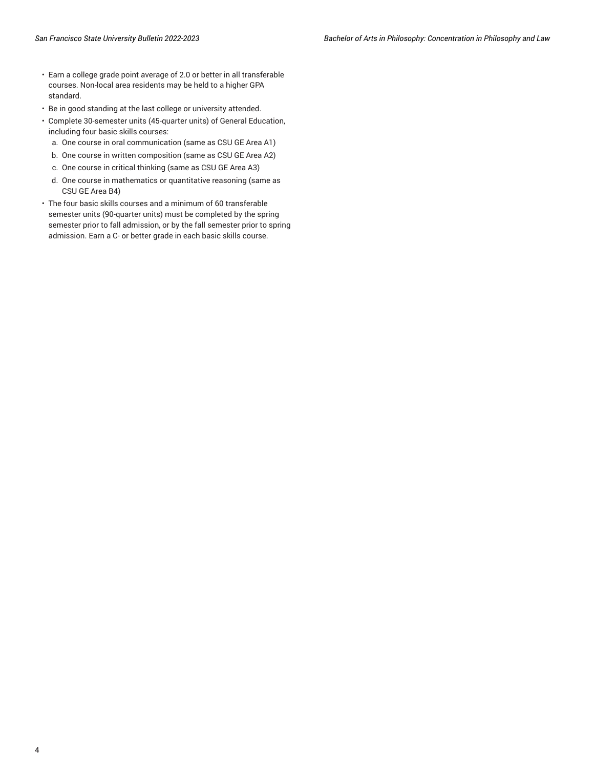- Earn a college grade point average of 2.0 or better in all transferable courses. Non-local area residents may be held to a higher GPA standard.
- Be in good standing at the last college or university attended.
- Complete 30-semester units (45-quarter units) of General Education, including four basic skills courses:
    a. One course in oral communication (same as CSU GE Area A1)
    b. One course in written composition (same as CSU GE Area A2)
    c. One course in critical thinking (same as CSU GE Area A3)
    d. One course in mathematics or quantitative reasoning (same as CSU GE Area B4)
- The four basic skills courses and a minimum of 60 transferable semester units (90-quarter units) must be completed by the spring semester prior to fall admission, or by the fall semester prior to spring admission. Earn a C- or better grade in each basic skills course.